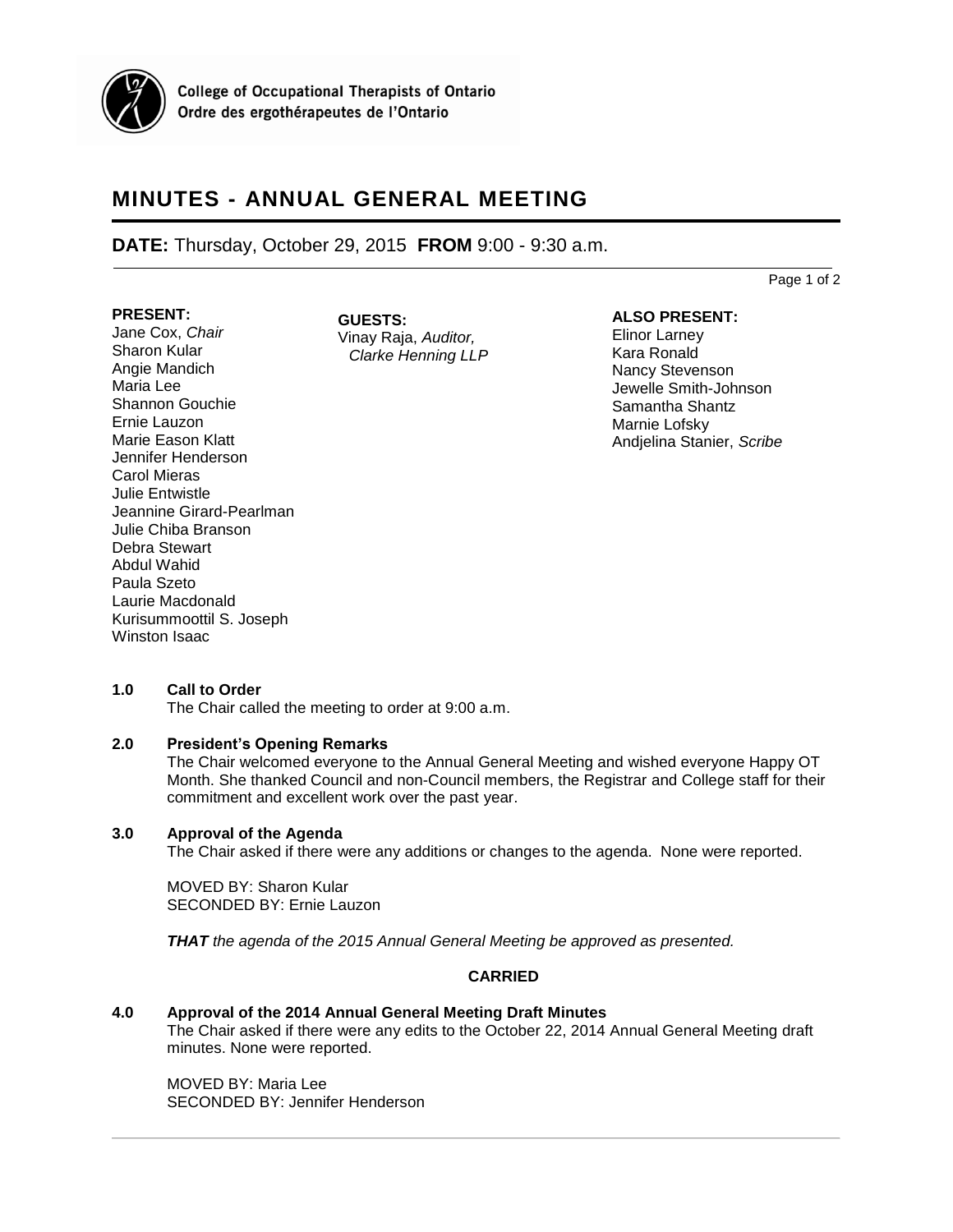College of Occupational Therapists of Ontario
Ordre des ergothérapeutes de l'Ontario

# MINUTES - ANNUAL GENERAL MEETING

**DATE:** Thursday, October 29, 2015 **FROM** 9:00 - 9:30 a.m.

**PRESENT:**
Jane Cox, *Chair*
Sharon Kular
Angie Mandich
Maria Lee
Shannon Gouchie
Ernie Lauzon
Marie Eason Klatt
Jennifer Henderson
Carol Mieras
Julie Entwistle
Jeannine Girard-Pearlman
Julie Chiba Branson
Debra Stewart
Abdul Wahid
Paula Szeto
Laurie Macdonald
Kurisummoottil S. Joseph
Winston Isaac

**GUESTS:**
Vinay Raja, *Auditor, Clarke Henning LLP*

**ALSO PRESENT:**
Elinor Larney
Kara Ronald
Nancy Stevenson
Jewelle Smith-Johnson
Samantha Shantz
Marnie Lofsky
Andjelina Stanier, *Scribe*

### 1.0 Call to Order

The Chair called the meeting to order at 9:00 a.m.

### 2.0 President's Opening Remarks

The Chair welcomed everyone to the Annual General Meeting and wished everyone Happy OT Month. She thanked Council and non-Council members, the Registrar and College staff for their commitment and excellent work over the past year.

### 3.0 Approval of the Agenda

The Chair asked if there were any additions or changes to the agenda. None were reported.

MOVED BY: Sharon Kular
SECONDED BY: Ernie Lauzon

***THAT** the agenda of the 2015 Annual General Meeting be approved as presented.*

**CARRIED**

### 4.0 Approval of the 2014 Annual General Meeting Draft Minutes

The Chair asked if there were any edits to the October 22, 2014 Annual General Meeting draft minutes. None were reported.

MOVED BY: Maria Lee
SECONDED BY: Jennifer Henderson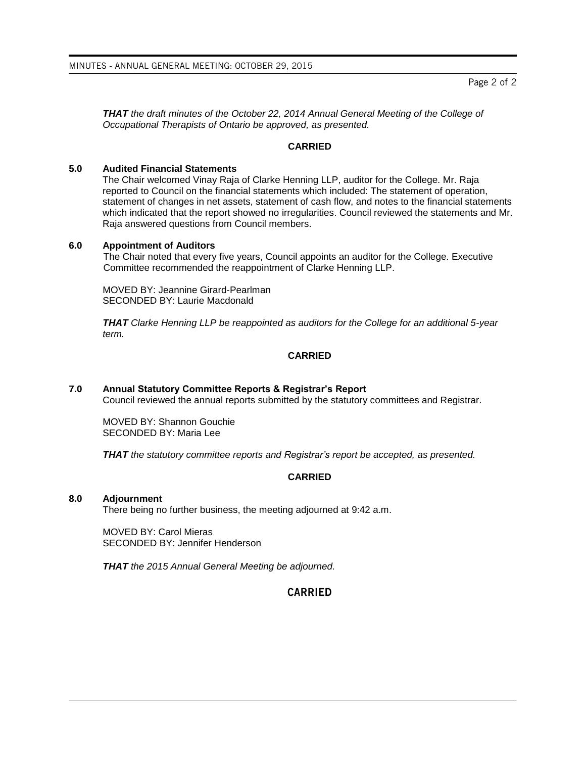***THAT*** *the draft minutes of the October 22, 2014 Annual General Meeting of the College of Occupational Therapists of Ontario be approved, as presented.*

**CARRIED**

### 5.0 Audited Financial Statements

The Chair welcomed Vinay Raja of Clarke Henning LLP, auditor for the College. Mr. Raja reported to Council on the financial statements which included: The statement of operation, statement of changes in net assets, statement of cash flow, and notes to the financial statements which indicated that the report showed no irregularities. Council reviewed the statements and Mr. Raja answered questions from Council members.

### 6.0 Appointment of Auditors

The Chair noted that every five years, Council appoints an auditor for the College. Executive Committee recommended the reappointment of Clarke Henning LLP.

MOVED BY: Jeannine Girard-Pearlman
SECONDED BY: Laurie Macdonald

***THAT*** *Clarke Henning LLP be reappointed as auditors for the College for an additional 5-year term.*

**CARRIED**

### 7.0 Annual Statutory Committee Reports & Registrar's Report

Council reviewed the annual reports submitted by the statutory committees and Registrar.

MOVED BY: Shannon Gouchie
SECONDED BY: Maria Lee

***THAT*** *the statutory committee reports and Registrar's report be accepted, as presented.*

**CARRIED**

### 8.0 Adjournment

There being no further business, the meeting adjourned at 9:42 a.m.

MOVED BY: Carol Mieras
SECONDED BY: Jennifer Henderson

***THAT*** *the 2015 Annual General Meeting be adjourned.*

**CARRIED**